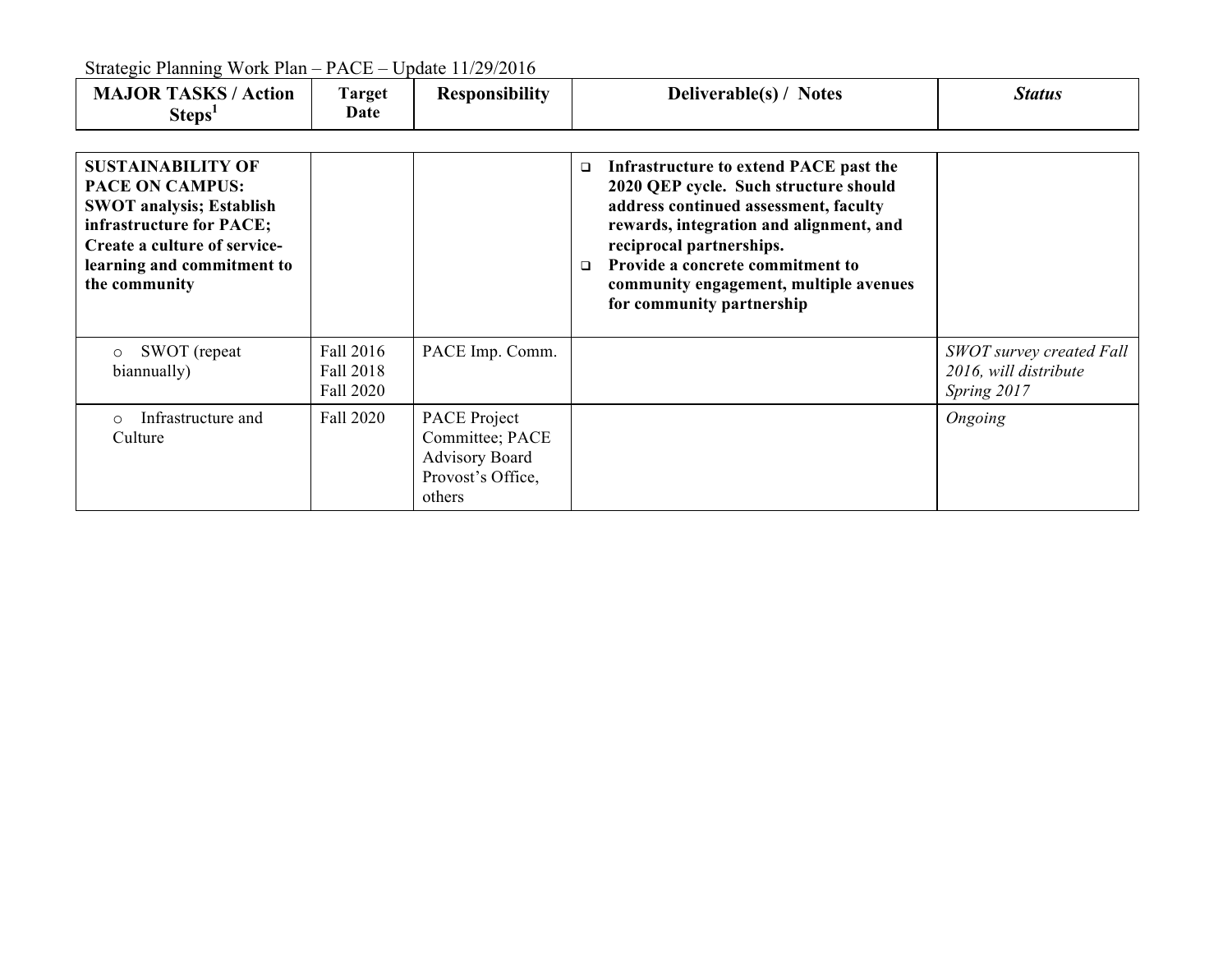Strategic Planning Work Plan – PACE – Update 11/29/2016

| MAJOR TASKS / Action Steps[1] | Target Date | Responsibility | Deliverable(s) / Notes | *Status* |
|---|---|---|---|---|
| **SUSTAINABILITY OF PACE ON CAMPUS: SWOT analysis; Establish infrastructure for PACE; Create a culture of service-learning and commitment to the community** | | | ❑ **Infrastructure to extend PACE past the 2020 QEP cycle. Such structure should address continued assessment, faculty rewards, integration and alignment, and reciprocal partnerships.**<br>❑ **Provide a concrete commitment to community engagement, multiple avenues for community partnership** | |
| ○ SWOT (repeat biannually) | Fall 2016<br>Fall 2018<br>Fall 2020 | PACE Imp. Comm. | | *SWOT survey created Fall 2016, will distribute Spring 2017* |
| ○ Infrastructure and Culture | Fall 2020 | PACE Project Committee; PACE Advisory Board Provost's Office, others | | *Ongoing* |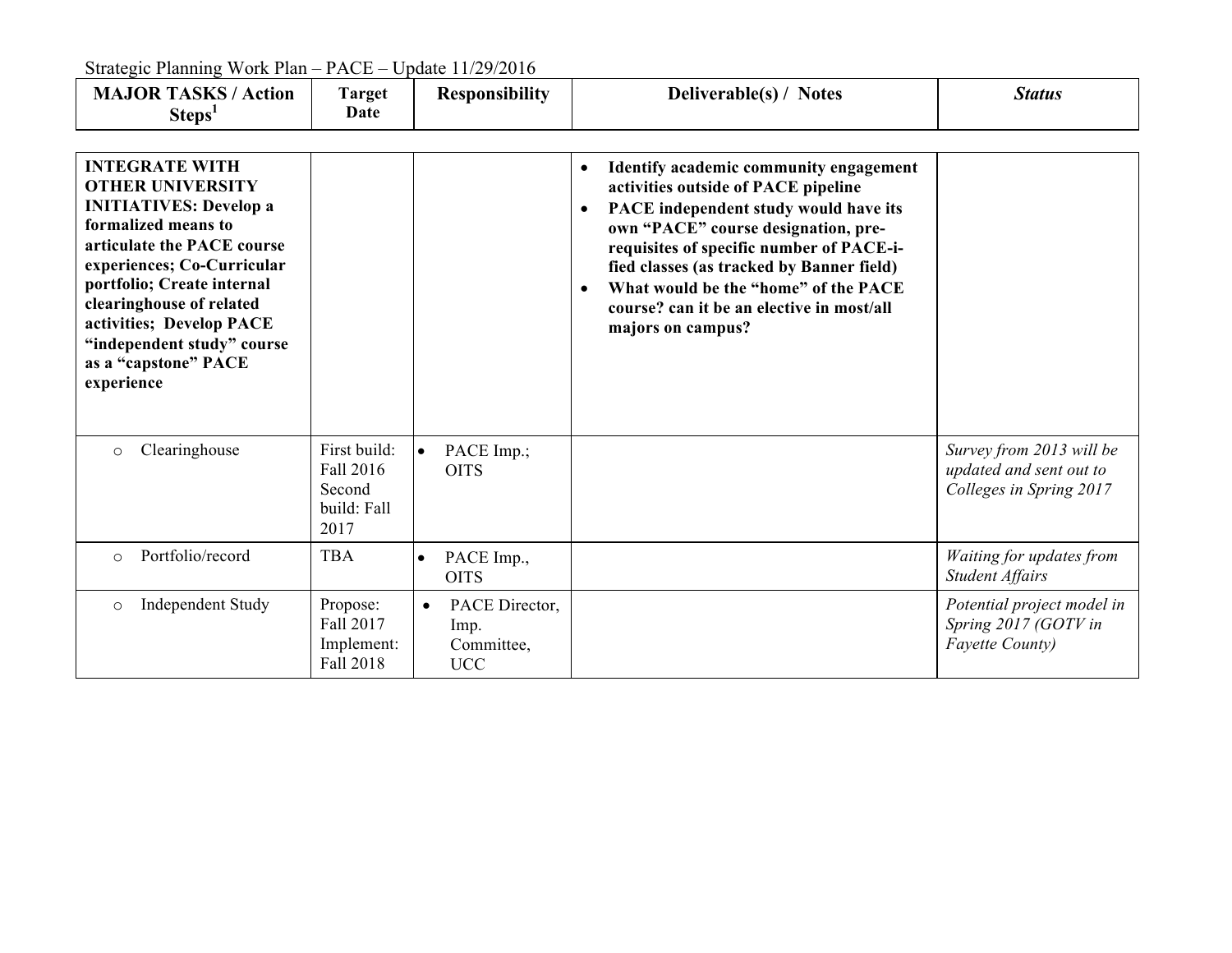Strategic Planning Work Plan – PACE – Update 11/29/2016

| MAJOR TASKS / Action Steps[1] | Target Date | Responsibility | Deliverable(s) / Notes | *Status* |
|---|---|---|---|---|
| **INTEGRATE WITH OTHER UNIVERSITY INITIATIVES: Develop a formalized means to articulate the PACE course experiences; Co-Curricular portfolio; Create internal clearinghouse of related activities; Develop PACE "independent study" course as a "capstone" PACE experience** | | | • **Identify academic community engagement activities outside of PACE pipeline**<br>• **PACE independent study would have its own "PACE" course designation, pre-requisites of specific number of PACE-i-fied classes (as tracked by Banner field)**<br>• **What would be the "home" of the PACE course? can it be an elective in most/all majors on campus?** | |
| ○ Clearinghouse | First build: Fall 2016 Second build: Fall 2017 | • PACE Imp.; OITS | | *Survey from 2013 will be updated and sent out to Colleges in Spring 2017* |
| ○ Portfolio/record | TBA | • PACE Imp., OITS | | *Waiting for updates from Student Affairs* |
| ○ Independent Study | Propose: Fall 2017 Implement: Fall 2018 | • PACE Director, Imp. Committee, UCC | | *Potential project model in Spring 2017 (GOTV in Fayette County)* |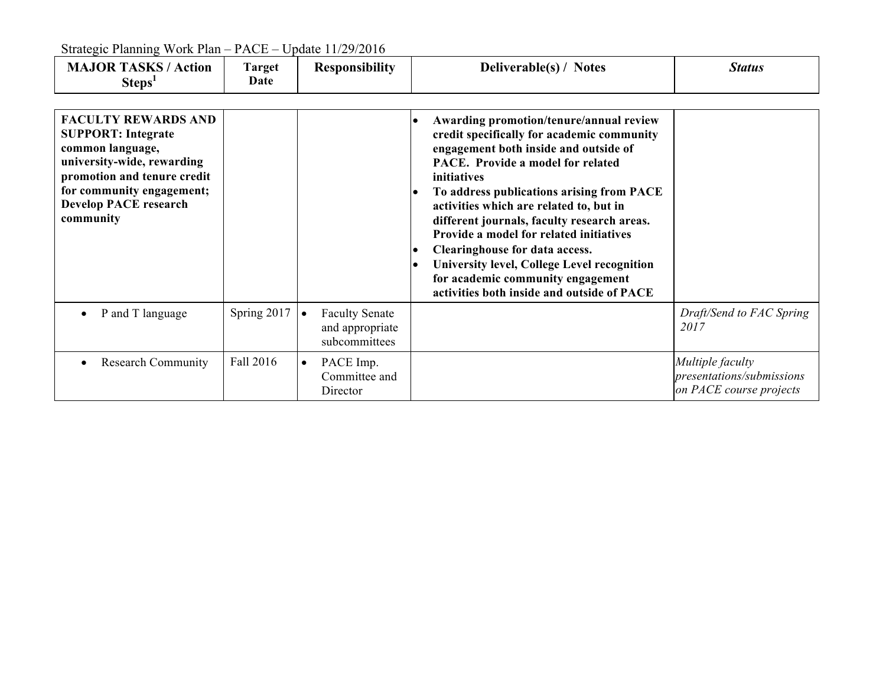Strategic Planning Work Plan – PACE – Update 11/29/2016

| MAJOR TASKS / Action Steps[1] | Target Date | Responsibility | Deliverable(s) / Notes | *Status* |
|---|---|---|---|---|
| **FACULTY REWARDS AND SUPPORT: Integrate common language, university-wide, rewarding promotion and tenure credit for community engagement; Develop PACE research community** | | | • **Awarding promotion/tenure/annual review credit specifically for academic community engagement both inside and outside of PACE. Provide a model for related initiatives** <br> • **To address publications arising from PACE activities which are related to, but in different journals, faculty research areas. Provide a model for related initiatives** <br> • **Clearinghouse for data access.** <br> • **University level, College Level recognition for academic community engagement activities both inside and outside of PACE** | |
| • P and T language | Spring 2017 | • Faculty Senate and appropriate subcommittees | | *Draft/Send to FAC Spring 2017* |
| • Research Community | Fall 2016 | • PACE Imp. Committee and Director | | *Multiple faculty presentations/submissions on PACE course projects* |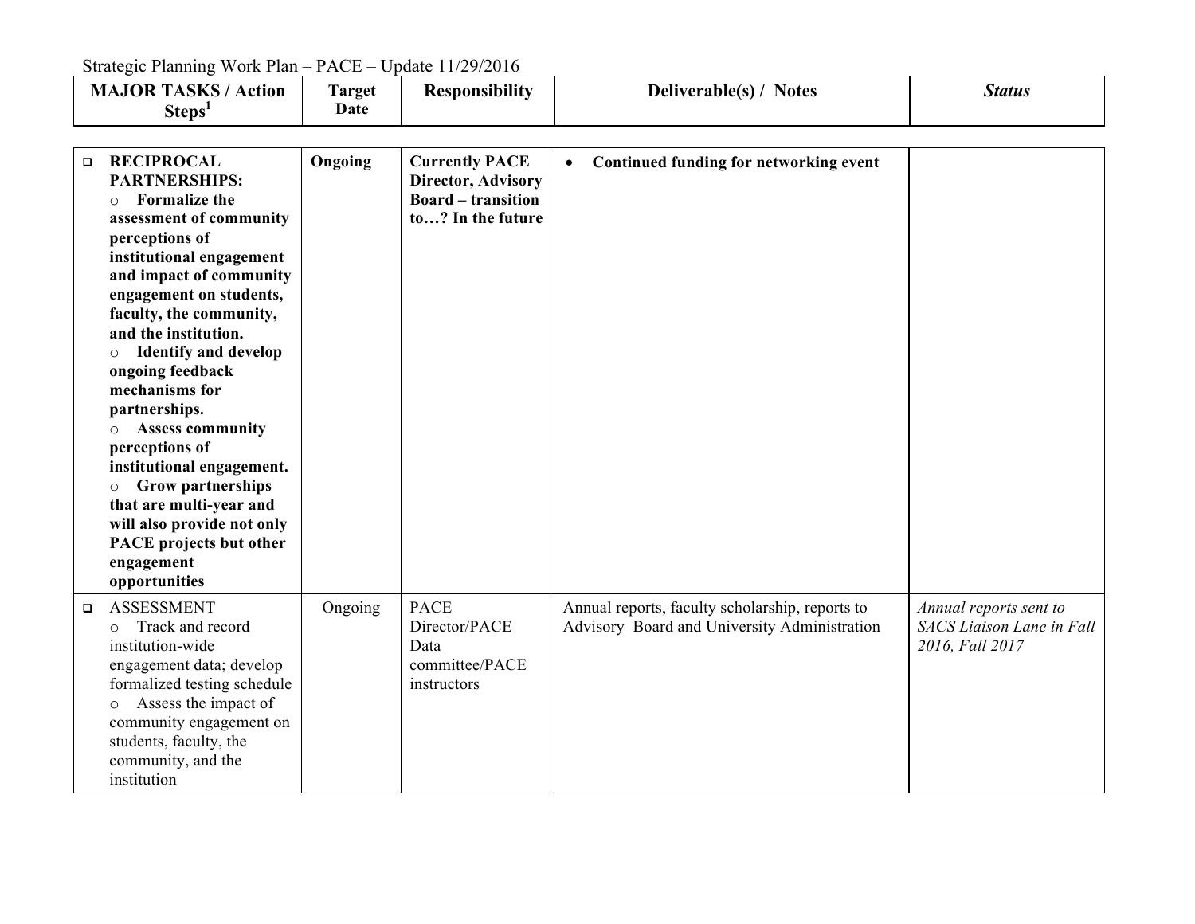Strategic Planning Work Plan – PACE – Update 11/29/2016

| MAJOR TASKS / Action Steps[1] | Target Date | Responsibility | Deliverable(s) / Notes | *Status* |
|---|---|---|---|---|
| ❑ **RECIPROCAL PARTNERSHIPS:**<br>○ **Formalize the assessment of community perceptions of institutional engagement and impact of community engagement on students, faculty, the community, and the institution.**<br>○ **Identify and develop ongoing feedback mechanisms for partnerships.**<br>○ **Assess community perceptions of institutional engagement.**<br>○ **Grow partnerships that are multi-year and will also provide not only PACE projects but other engagement opportunities** | **Ongoing** | **Currently PACE Director, Advisory Board – transition to…? In the future** | • **Continued funding for networking event** | |
| ❑ ASSESSMENT<br>○ Track and record institution-wide engagement data; develop formalized testing schedule<br>○ Assess the impact of community engagement on students, faculty, the community, and the institution | Ongoing | PACE Director/PACE Data committee/PACE instructors | Annual reports, faculty scholarship, reports to Advisory Board and University Administration | *Annual reports sent to SACS Liaison Lane in Fall 2016, Fall 2017* |